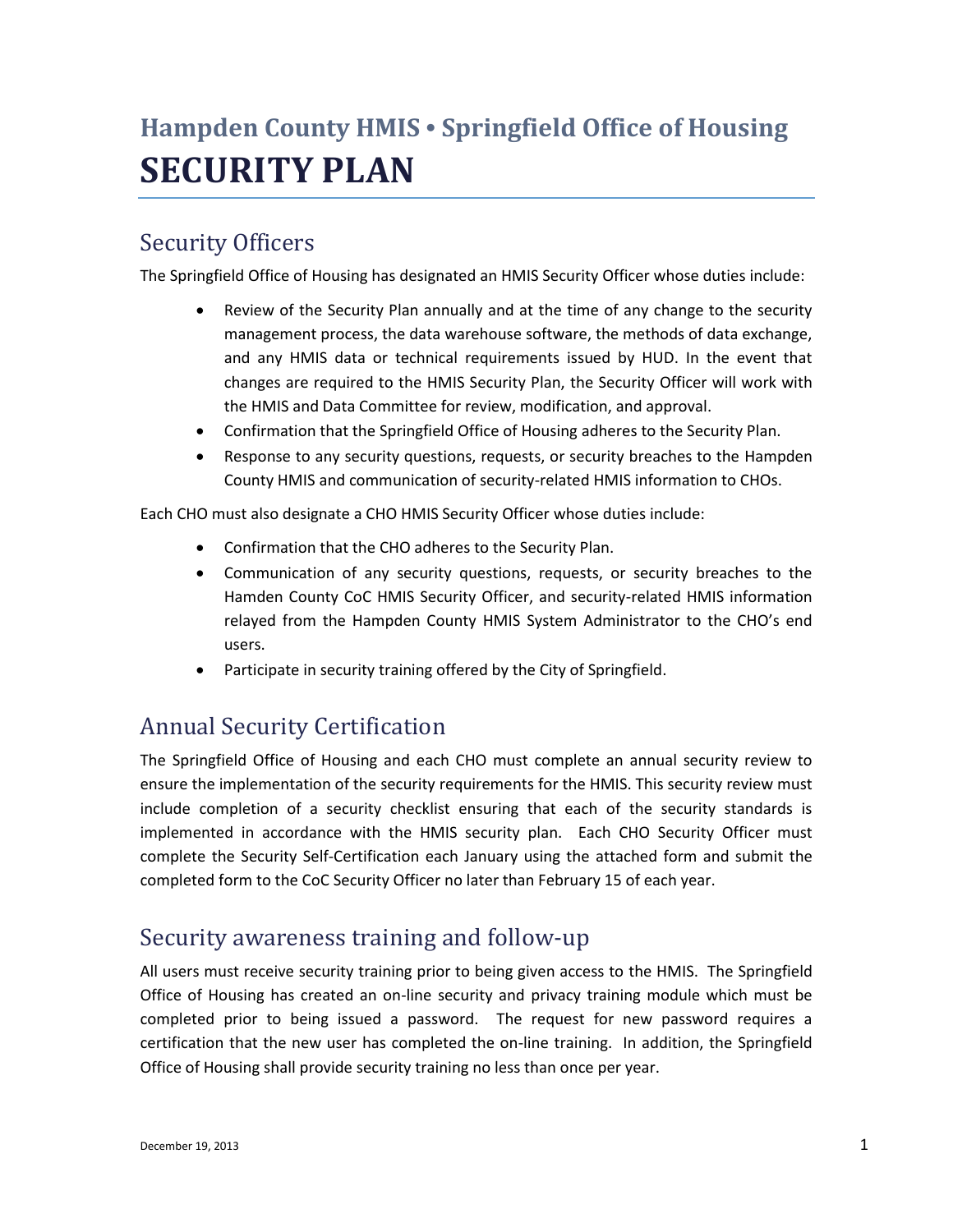## Hampden County HMIS • Springfield Office of Housing

# SECURITY PLAN

## Security Officers

The Springfield Office of Housing has designated an HMIS Security Officer whose duties include:

- Review of the Security Plan annually and at the time of any change to the security management process, the data warehouse software, the methods of data exchange, and any HMIS data or technical requirements issued by HUD. In the event that changes are required to the HMIS Security Plan, the Security Officer will work with the HMIS and Data Committee for review, modification, and approval.
- Confirmation that the Springfield Office of Housing adheres to the Security Plan.
- Response to any security questions, requests, or security breaches to the Hampden County HMIS and communication of security-related HMIS information to CHOs.

Each CHO must also designate a CHO HMIS Security Officer whose duties include:

- Confirmation that the CHO adheres to the Security Plan.
- Communication of any security questions, requests, or security breaches to the Hamden County CoC HMIS Security Officer, and security-related HMIS information relayed from the Hampden County HMIS System Administrator to the CHO's end users.
- Participate in security training offered by the City of Springfield.

## Annual Security Certification

The Springfield Office of Housing and each CHO must complete an annual security review to ensure the implementation of the security requirements for the HMIS. This security review must include completion of a security checklist ensuring that each of the security standards is implemented in accordance with the HMIS security plan. Each CHO Security Officer must complete the Security Self-Certification each January using the attached form and submit the completed form to the CoC Security Officer no later than February 15 of each year.

## Security awareness training and follow-up

All users must receive security training prior to being given access to the HMIS. The Springfield Office of Housing has created an on-line security and privacy training module which must be completed prior to being issued a password. The request for new password requires a certification that the new user has completed the on-line training. In addition, the Springfield Office of Housing shall provide security training no less than once per year.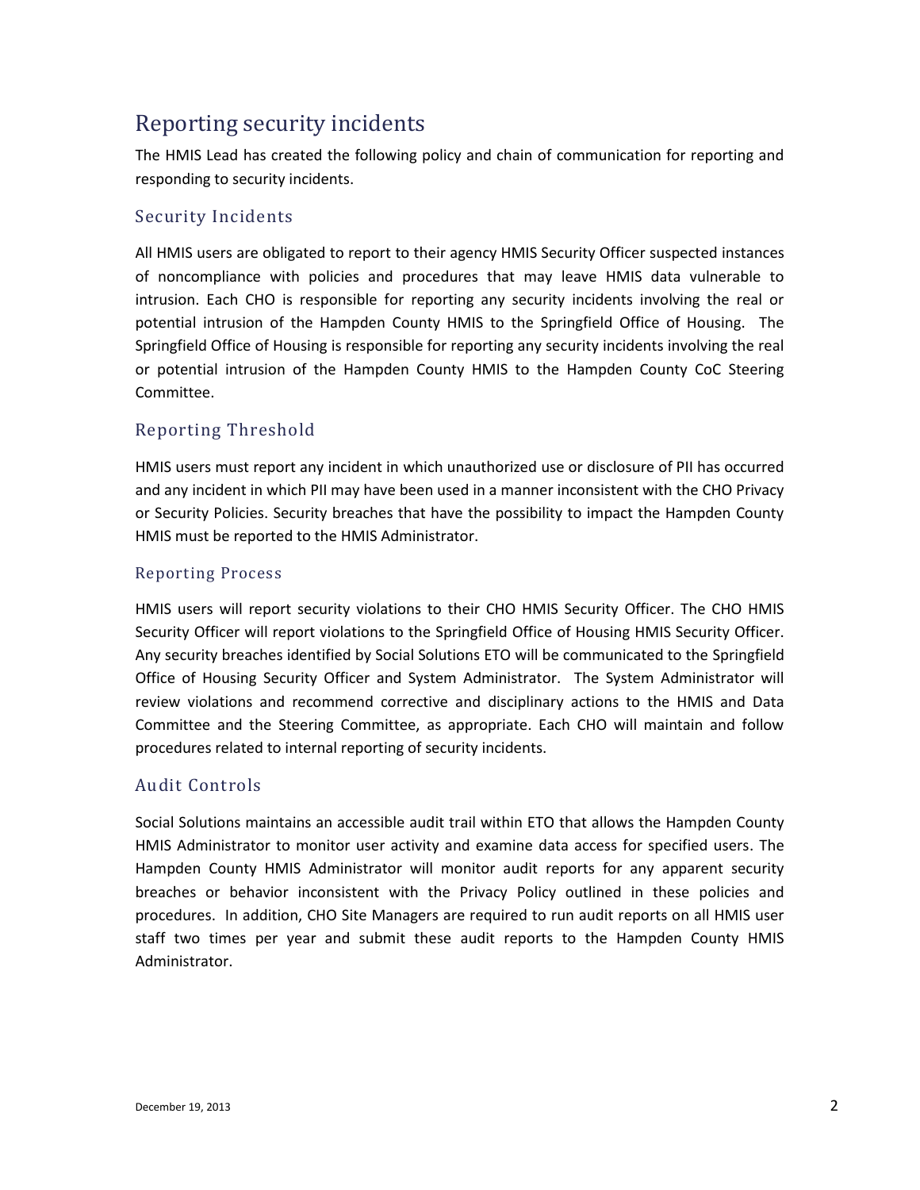# Reporting security incidents

The HMIS Lead has created the following policy and chain of communication for reporting and responding to security incidents.

## Security Incidents

All HMIS users are obligated to report to their agency HMIS Security Officer suspected instances of noncompliance with policies and procedures that may leave HMIS data vulnerable to intrusion. Each CHO is responsible for reporting any security incidents involving the real or potential intrusion of the Hampden County HMIS to the Springfield Office of Housing. The Springfield Office of Housing is responsible for reporting any security incidents involving the real or potential intrusion of the Hampden County HMIS to the Hampden County CoC Steering Committee.

## Reporting Threshold

HMIS users must report any incident in which unauthorized use or disclosure of PII has occurred and any incident in which PII may have been used in a manner inconsistent with the CHO Privacy or Security Policies. Security breaches that have the possibility to impact the Hampden County HMIS must be reported to the HMIS Administrator.

## Reporting Process

HMIS users will report security violations to their CHO HMIS Security Officer. The CHO HMIS Security Officer will report violations to the Springfield Office of Housing HMIS Security Officer. Any security breaches identified by Social Solutions ETO will be communicated to the Springfield Office of Housing Security Officer and System Administrator. The System Administrator will review violations and recommend corrective and disciplinary actions to the HMIS and Data Committee and the Steering Committee, as appropriate. Each CHO will maintain and follow procedures related to internal reporting of security incidents.

## Audit Controls

Social Solutions maintains an accessible audit trail within ETO that allows the Hampden County HMIS Administrator to monitor user activity and examine data access for specified users. The Hampden County HMIS Administrator will monitor audit reports for any apparent security breaches or behavior inconsistent with the Privacy Policy outlined in these policies and procedures. In addition, CHO Site Managers are required to run audit reports on all HMIS user staff two times per year and submit these audit reports to the Hampden County HMIS Administrator.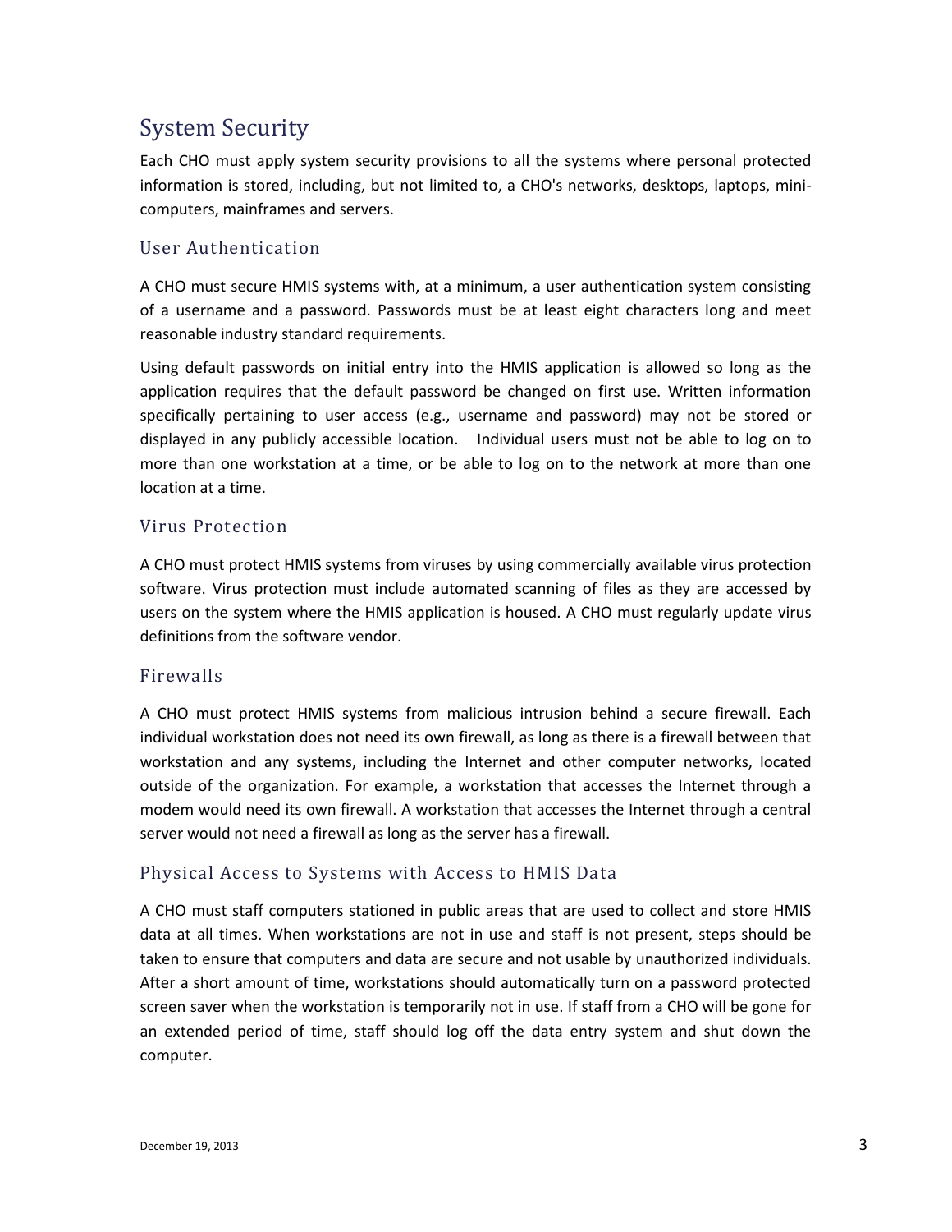## System Security

Each CHO must apply system security provisions to all the systems where personal protected information is stored, including, but not limited to, a CHO's networks, desktops, laptops, mini-computers, mainframes and servers.

### User Authentication

A CHO must secure HMIS systems with, at a minimum, a user authentication system consisting of a username and a password. Passwords must be at least eight characters long and meet reasonable industry standard requirements.

Using default passwords on initial entry into the HMIS application is allowed so long as the application requires that the default password be changed on first use. Written information specifically pertaining to user access (e.g., username and password) may not be stored or displayed in any publicly accessible location. Individual users must not be able to log on to more than one workstation at a time, or be able to log on to the network at more than one location at a time.

### Virus Protection

A CHO must protect HMIS systems from viruses by using commercially available virus protection software. Virus protection must include automated scanning of files as they are accessed by users on the system where the HMIS application is housed. A CHO must regularly update virus definitions from the software vendor.

### Firewalls

A CHO must protect HMIS systems from malicious intrusion behind a secure firewall. Each individual workstation does not need its own firewall, as long as there is a firewall between that workstation and any systems, including the Internet and other computer networks, located outside of the organization. For example, a workstation that accesses the Internet through a modem would its own firewall. A workstation that accesses the Internet through a central server would not need a firewall as long as the server has a firewall.

### Physical Access to Systems with Access to HMIS Data

A CHO must staff computers stationed in public areas that are used to collect and store HMIS data at all times. When workstations are not in use and staff is not present, steps should be taken to ensure that computers and data are secure and not usable by unauthorized individuals. After a short amount of time, workstations should automatically turn on a password protected screen saver when the workstation is temporarily not in use. If staff from a CHO will be gone for an extended period of time, staff should log off the data entry system and shut down the computer.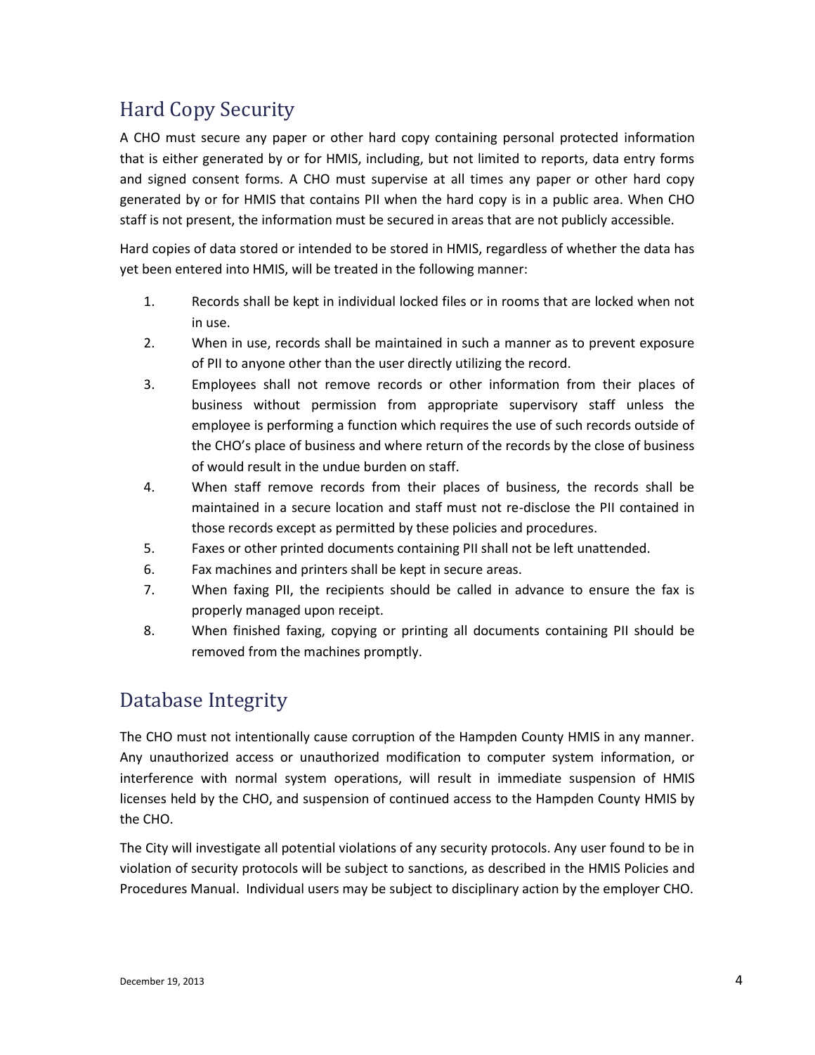## Hard Copy Security

A CHO must secure any paper or other hard copy containing personal protected information that is either generated by or for HMIS, including, but not limited to reports, data entry forms and signed consent forms. A CHO must supervise at all times any paper or other hard copy generated by or for HMIS that contains PII when the hard copy is in a public area. When CHO staff is not present, the information must be secured in areas that are not publicly accessible.

Hard copies of data stored or intended to be stored in HMIS, regardless of whether the data has yet been entered into HMIS, will be treated in the following manner:

1. Records shall be kept in individual locked files or in rooms that are locked when not in use.
2. When in use, records shall be maintained in such a manner as to prevent exposure of PII to anyone other than the user directly utilizing the record.
3. Employees shall not remove records or other information from their places of business without permission from appropriate supervisory staff unless the employee is performing a function which requires the use of such records outside of the CHO's place of business and where return of the records by the close of business of would result in the undue burden on staff.
4. When staff remove records from their places of business, the records shall be maintained in a secure location and staff must not re-disclose the PII contained in those records except as permitted by these policies and procedures.
5. Faxes or other printed documents containing PII shall not be left unattended.
6. Fax machines and printers shall be kept in secure areas.
7. When faxing PII, the recipients should be called in advance to ensure the fax is properly managed upon receipt.
8. When finished faxing, copying or printing all documents containing PII should be removed from the machines promptly.

## Database Integrity

The CHO must not intentionally cause corruption of the Hampden County HMIS in any manner. Any unauthorized access or unauthorized modification to computer system information, or interference with normal system operations, will result in immediate suspension of HMIS licenses held by the CHO, and suspension of continued access to the Hampden County HMIS by the CHO.

The City will investigate all potential violations of any security protocols. Any user found to be in violation of security protocols will be subject to sanctions, as described in the HMIS Policies and Procedures Manual. Individual users may be subject to disciplinary action by the employer CHO.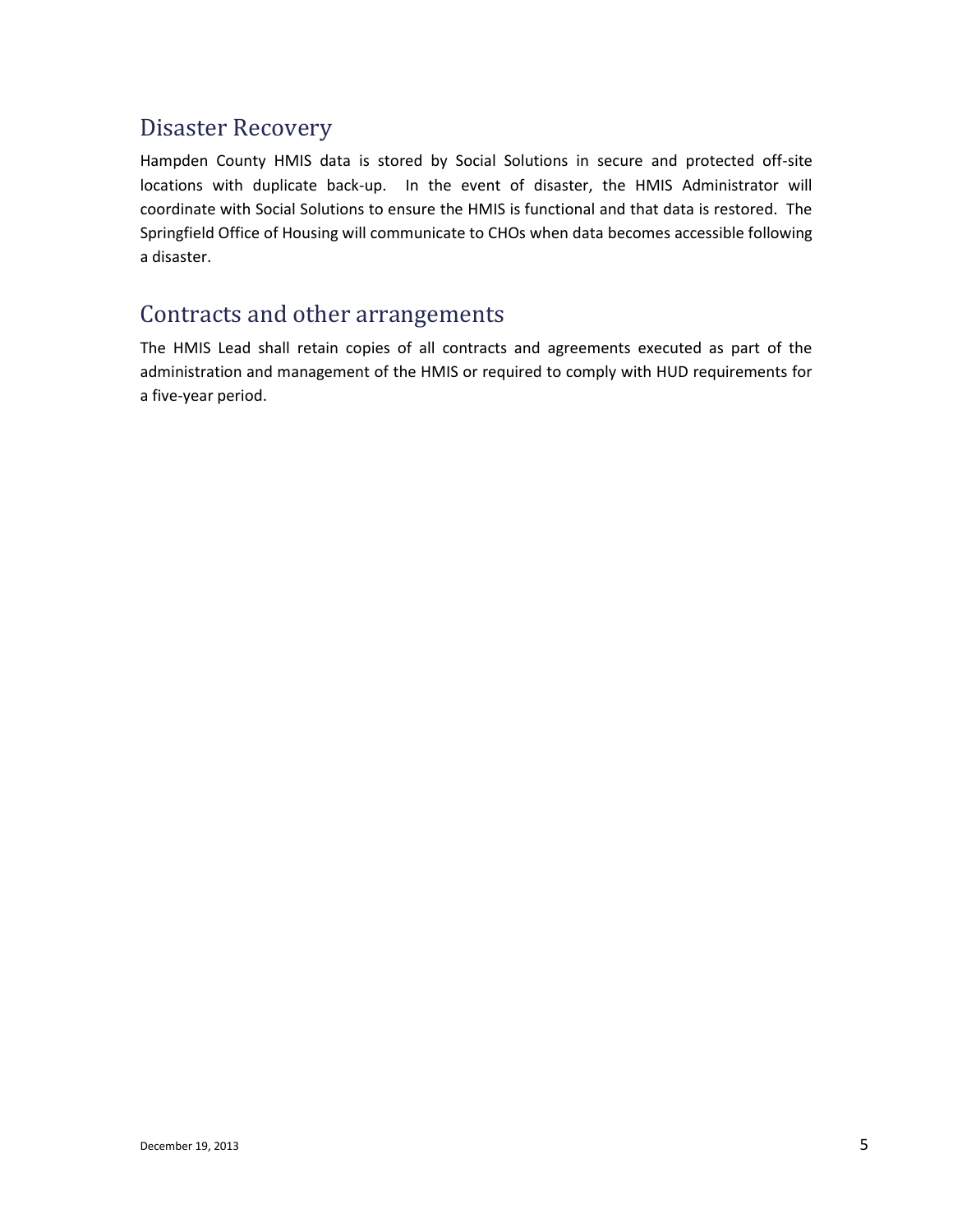## Disaster Recovery

Hampden County HMIS data is stored by Social Solutions in secure and protected off-site locations with duplicate back-up. In the event of disaster, the HMIS Administrator will coordinate with Social Solutions to ensure the HMIS is functional and that data is restored. The Springfield Office of Housing will communicate to CHOs when data becomes accessible following a disaster.

## Contracts and other arrangements

The HMIS Lead shall retain copies of all contracts and agreements executed as part of the administration and management of the HMIS or required to comply with HUD requirements for a five-year period.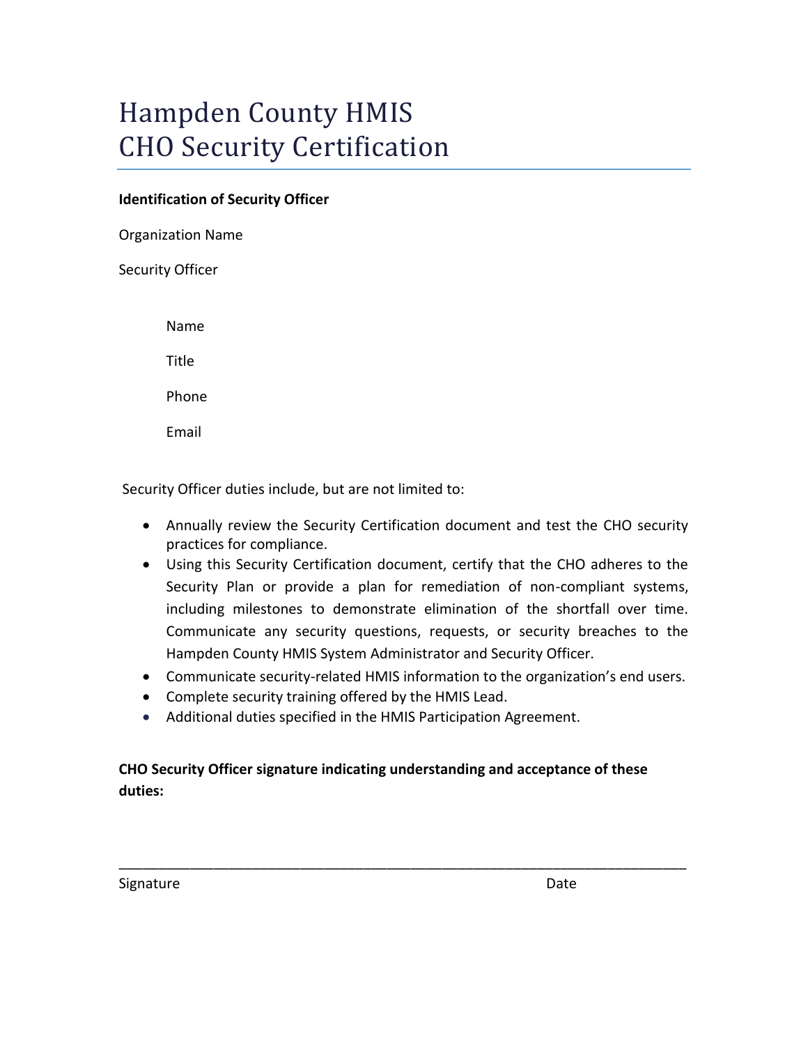# Hampden County HMIS
# CHO Security Certification

**Identification of Security Officer**

Organization Name

Security Officer

Name

Title

Phone

Email

Security Officer duties include, but are not limited to:

- Annually review the Security Certification document and test the CHO security practices for compliance.
- Using this Security Certification document, certify that the CHO adheres to the Security Plan or provide a plan for remediation of non-compliant systems, including milestones to demonstrate elimination of the shortfall over time. Communicate any security questions, requests, or security breaches to the Hampden County HMIS System Administrator and Security Officer.
- Communicate security-related HMIS information to the organization's end users.
- Complete security training offered by the HMIS Lead.
- Additional duties specified in the HMIS Participation Agreement.

**CHO Security Officer signature indicating understanding and acceptance of these duties:**

\_\_\_\_\_\_\_\_\_\_\_\_\_\_\_\_\_\_\_\_\_\_\_\_\_\_\_\_\_\_\_\_\_\_\_\_\_\_\_\_\_\_\_\_\_\_\_\_\_\_\_\_\_\_\_\_\_\_\_\_\_\_\_\_\_\_\_\_\_\_\_\_

Signature                                                                                     Date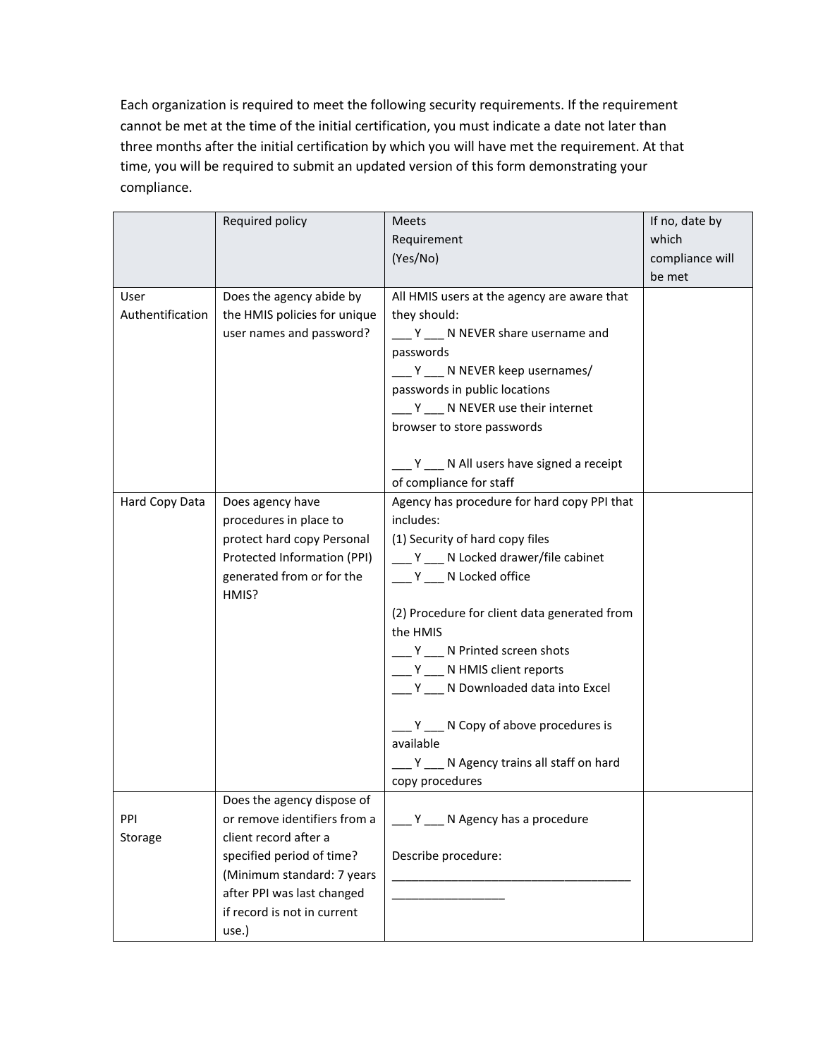Each organization is required to meet the following security requirements. If the requirement cannot be met at the time of the initial certification, you must indicate a date not later than three months after the initial certification by which you will have met the requirement. At that time, you will be required to submit an updated version of this form demonstrating your compliance.

| | Required policy | Meets Requirement (Yes/No) | If no, date by which compliance will be met |
|---|---|---|---|
| User Authentification | Does the agency abide by the HMIS policies for unique user names and password? | All HMIS users at the agency are aware that they should:<br>___ Y ___ N NEVER share username and passwords<br>___ Y ___ N NEVER keep usernames/ passwords in public locations<br>___ Y ___ N NEVER use their internet browser to store passwords<br><br>___ Y ___ N All users have signed a receipt of compliance for staff | |
| Hard Copy Data | Does agency have procedures in place to protect hard copy Personal Protected Information (PPI) generated from or for the HMIS? | Agency has procedure for hard copy PPI that includes:<br>(1) Security of hard copy files<br>___ Y ___ N Locked drawer/file cabinet<br>___ Y ___ N Locked office<br><br>(2) Procedure for client data generated from the HMIS<br>___ Y ___ N Printed screen shots<br>___ Y ___ N HMIS client reports<br>___ Y ___ N Downloaded data into Excel<br><br>___ Y ___ N Copy of above procedures is available<br>___ Y ___ N Agency trains all staff on hard copy procedures | |
| PPI Storage | Does the agency dispose of or remove identifiers from a client record after a specified period of time? (Minimum standard: 7 years after PPI was last changed if record is not in current use.) | ___ Y ___ N Agency has a procedure<br><br>Describe procedure:<br>_____________________________________<br>_________________ | |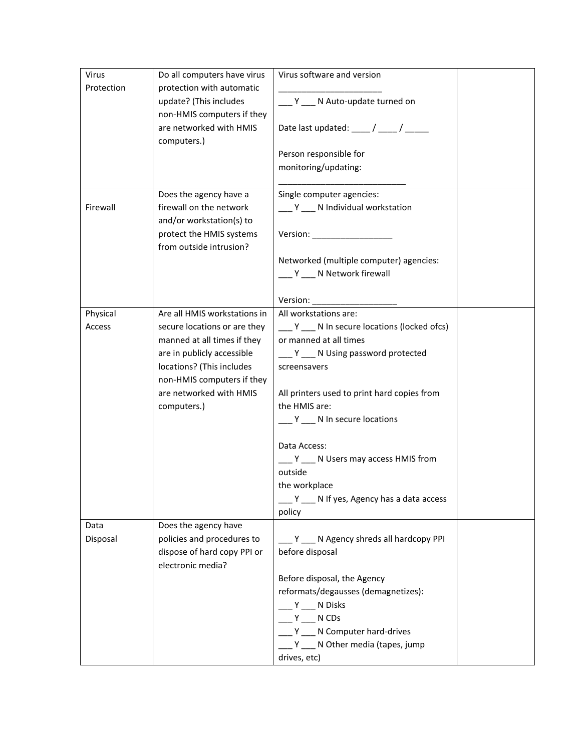| Virus Protection | Do all computers have virus protection with automatic update? (This includes non-HMIS computers if they are networked with HMIS computers.) | Virus software and version ______________________<br>___ Y ___ N Auto-update turned on<br><br>Date last updated: ____ / ____ / _____<br><br>Person responsible for monitoring/updating:<br>___________________________ | |
|---|---|---|---|
| Firewall | Does the agency have a firewall on the network and/or workstation(s) to protect the HMIS systems from outside intrusion? | Single computer agencies:<br>___ Y ___ N Individual workstation<br><br>Version: _________________<br><br>Networked (multiple computer) agencies:<br>___ Y ___ N Network firewall<br><br>Version: __________________ | |
| Physical Access | Are all HMIS workstations in secure locations or are they manned at all times if they are in publicly accessible locations? (This includes non-HMIS computers if they are networked with HMIS computers.) | All workstations are:<br>___ Y ___ N In secure locations (locked ofcs) or manned at all times<br>___ Y ___ N Using password protected screensavers<br><br>All printers used to print hard copies from the HMIS are:<br>___ Y ___ N In secure locations<br><br>Data Access:<br>___ Y ___ N Users may access HMIS from outside the workplace<br>___ Y ___ N If yes, Agency has a data access policy | |
| Data Disposal | Does the agency have policies and procedures to dispose of hard copy PPI or electronic media? | ___ Y ___ N Agency shreds all hardcopy PPI before disposal<br><br>Before disposal, the Agency reformats/degausses (demagnetizes):<br>___ Y ___ N Disks<br>___ Y ___ N CDs<br>___ Y ___ N Computer hard-drives<br>___ Y ___ N Other media (tapes, jump drives, etc) | |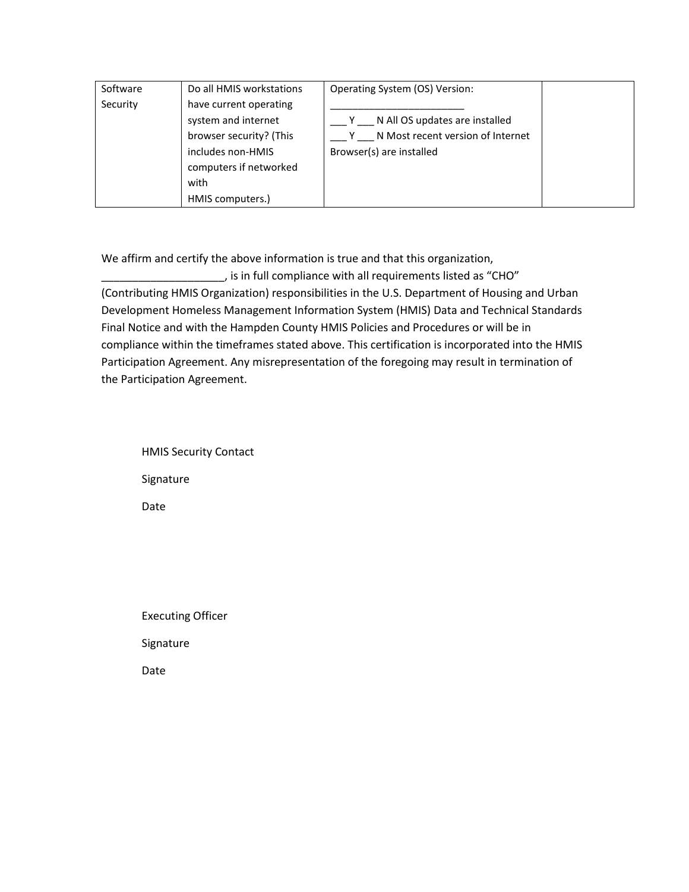| | | | |
|---|---|---|---|
| Software Security | Do all HMIS workstations have current operating system and internet browser security? (This includes non-HMIS computers if networked with HMIS computers.) | Operating System (OS) Version: ________________________<br>___ Y ___ N All OS updates are installed<br>___ Y ___ N Most recent version of Internet Browser(s) are installed | |

We affirm and certify the above information is true and that this organization, ___________________, is in full compliance with all requirements listed as "CHO" (Contributing HMIS Organization) responsibilities in the U.S. Department of Housing and Urban Development Homeless Management Information System (HMIS) Data and Technical Standards Final Notice and with the Hampden County HMIS Policies and Procedures or will be in compliance within the timeframes stated above. This certification is incorporated into the HMIS Participation Agreement. Any misrepresentation of the foregoing may result in termination of the Participation Agreement.

HMIS Security Contact

Signature

Date

Executing Officer

Signature

Date